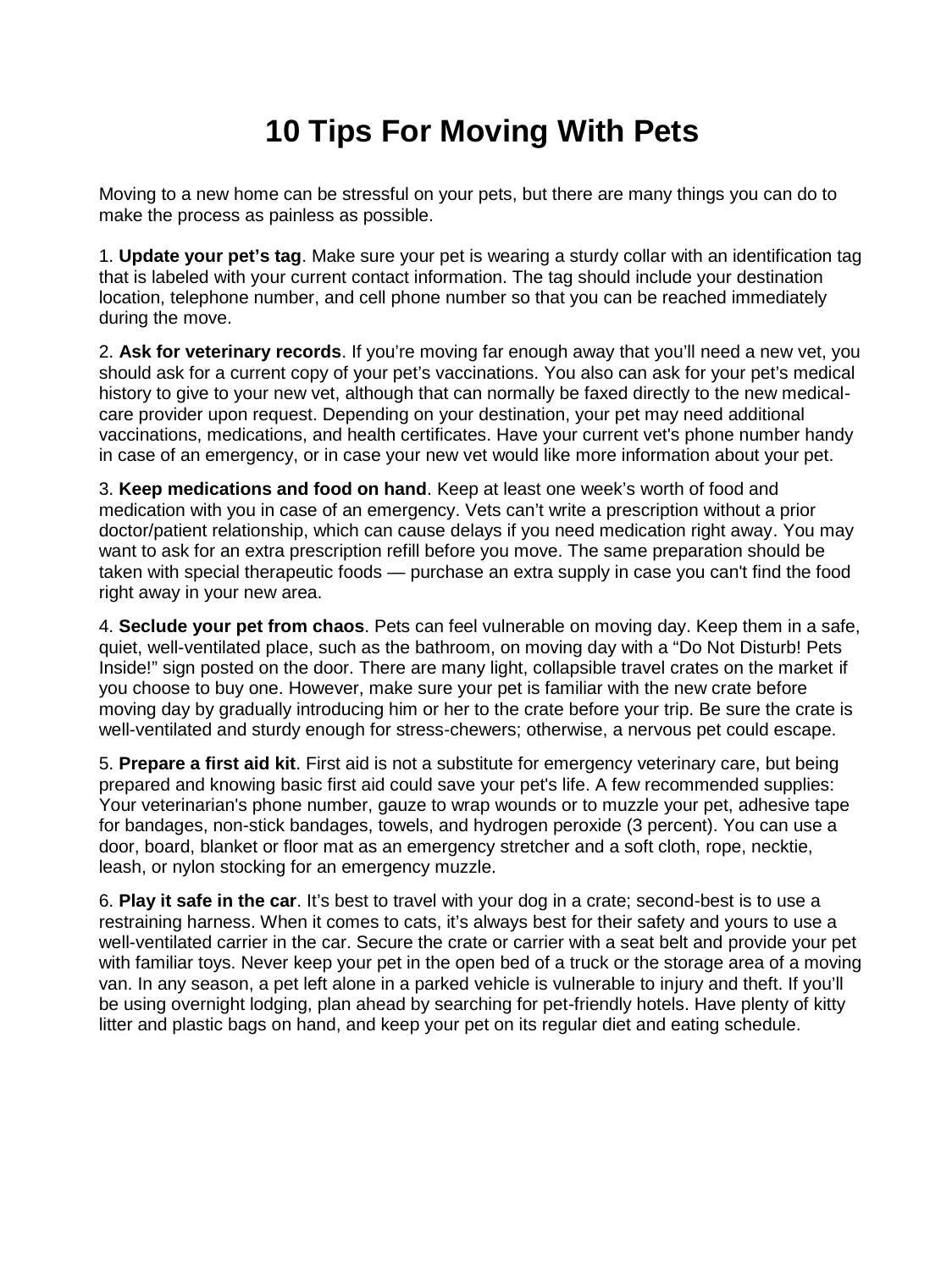# 10 Tips For Moving With Pets

Moving to a new home can be stressful on your pets, but there are many things you can do to make the process as painless as possible.

1. **Update your pet's tag**. Make sure your pet is wearing a sturdy collar with an identification tag that is labeled with your current contact information. The tag should include your destination location, telephone number, and cell phone number so that you can be reached immediately during the move.

2. **Ask for veterinary records**. If you're moving far enough away that you'll need a new vet, you should ask for a current copy of your pet's vaccinations. You also can ask for your pet's medical history to give to your new vet, although that can normally be faxed directly to the new medical-care provider upon request. Depending on your destination, your pet may need additional vaccinations, medications, and health certificates. Have your current vet's phone number handy in case of an emergency, or in case your new vet would like more information about your pet.

3. **Keep medications and food on hand**. Keep at least one week's worth of food and medication with you in case of an emergency. Vets can't write a prescription without a prior doctor/patient relationship, which can cause delays if you need medication right away. You may want to ask for an extra prescription refill before you move. The same preparation should be taken with special therapeutic foods — purchase an extra supply in case you can't find the food right away in your new area.

4. **Seclude your pet from chaos**. Pets can feel vulnerable on moving day. Keep them in a safe, quiet, well-ventilated place, such as the bathroom, on moving day with a "Do Not Disturb! Pets Inside!" sign posted on the door. There are many light, collapsible travel crates on the market if you choose to buy one. However, make sure your pet is familiar with the new crate before moving day by gradually introducing him or her to the crate before your trip. Be sure the crate is well-ventilated and sturdy enough for stress-chewers; otherwise, a nervous pet could escape.

5. **Prepare a first aid kit**. First aid is not a substitute for emergency veterinary care, but being prepared and knowing basic first aid could save your pet's life. A few recommended supplies: Your veterinarian's phone number, gauze to wrap wounds or to muzzle your pet, adhesive tape for bandages, non-stick bandages, towels, and hydrogen peroxide (3 percent). You can use a door, board, blanket or floor mat as an emergency stretcher and a soft cloth, rope, necktie, leash, or nylon stocking for an emergency muzzle.

6. **Play it safe in the car**. It's best to travel with your dog in a crate; second-best is to use a restraining harness. When it comes to cats, it's always best for their safety and yours to use a well-ventilated carrier in the car. Secure the crate or carrier with a seat belt and provide your pet with familiar toys. Never keep your pet in the open bed of a truck or the storage area of a moving van. In any season, a pet left alone in a parked vehicle is vulnerable to injury and theft. If you'll be using overnight lodging, plan ahead by searching for pet-friendly hotels. Have plenty of kitty litter and plastic bags on hand, and keep your pet on its regular diet and eating schedule.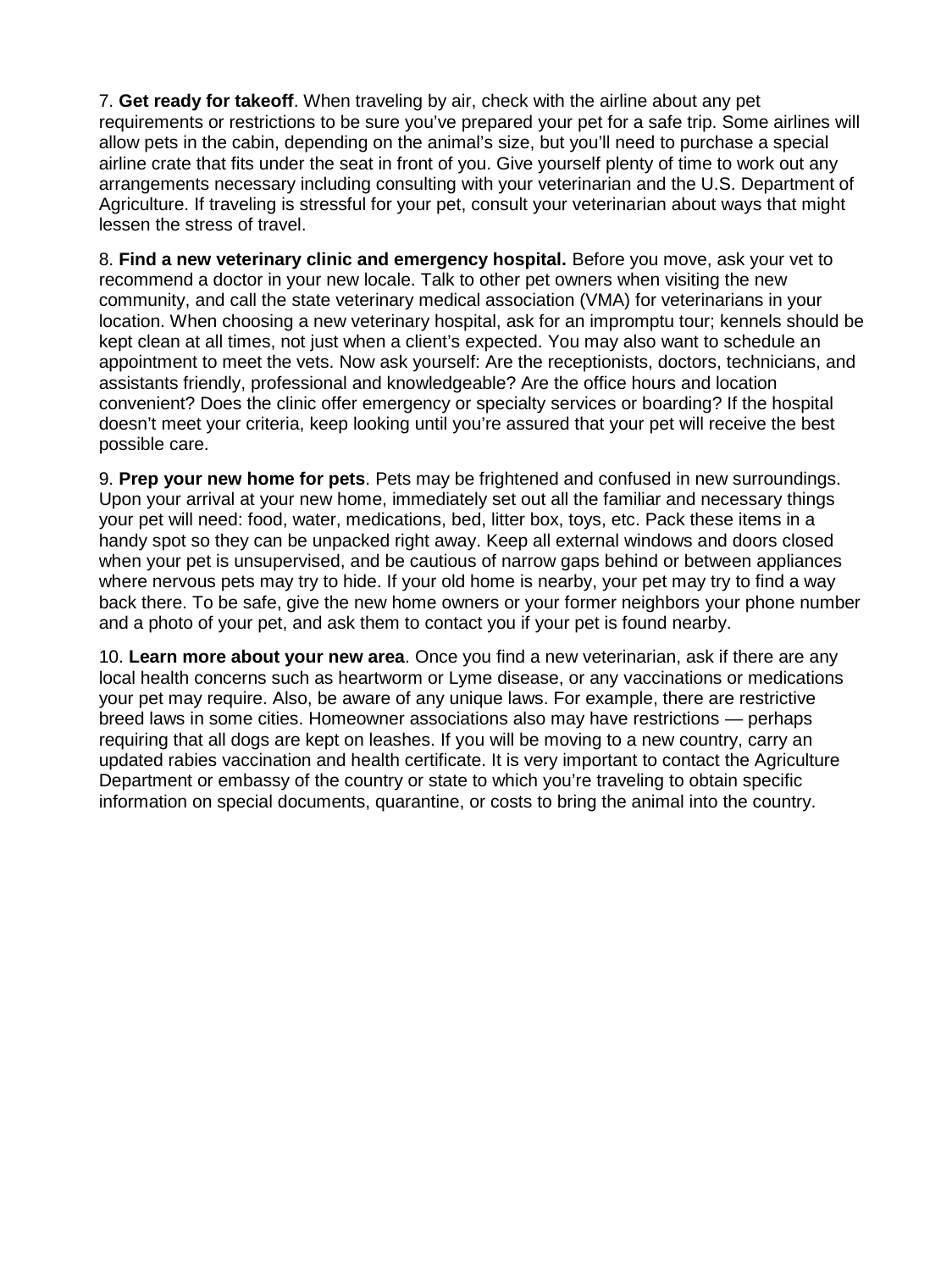7. **Get ready for takeoff**. When traveling by air, check with the airline about any pet requirements or restrictions to be sure you've prepared your pet for a safe trip. Some airlines will allow pets in the cabin, depending on the animal's size, but you'll need to purchase a special airline crate that fits under the seat in front of you. Give yourself plenty of time to work out any arrangements necessary including consulting with your veterinarian and the U.S. Department of Agriculture. If traveling is stressful for your pet, consult your veterinarian about ways that might lessen the stress of travel.

8. **Find a new veterinary clinic and emergency hospital.** Before you move, ask your vet to recommend a doctor in your new locale. Talk to other pet owners when visiting the new community, and call the state veterinary medical association (VMA) for veterinarians in your location. When choosing a new veterinary hospital, ask for an impromptu tour; kennels should be kept clean at all times, not just when a client's expected. You may also want to schedule an appointment to meet the vets. Now ask yourself: Are the receptionists, doctors, technicians, and assistants friendly, professional and knowledgeable? Are the office hours and location convenient? Does the clinic offer emergency or specialty services or boarding? If the hospital doesn't meet your criteria, keep looking until you're assured that your pet will receive the best possible care.

9. **Prep your new home for pets**. Pets may be frightened and confused in new surroundings. Upon your arrival at your new home, immediately set out all the familiar and necessary things your pet will need: food, water, medications, bed, litter box, toys, etc. Pack these items in a handy spot so they can be unpacked right away. Keep all external windows and doors closed when your pet is unsupervised, and be cautious of narrow gaps behind or between appliances where nervous pets may try to hide. If your old home is nearby, your pet may try to find a way back there. To be safe, give the new home owners or your former neighbors your phone number and a photo of your pet, and ask them to contact you if your pet is found nearby.

10. **Learn more about your new area**. Once you find a new veterinarian, ask if there are any local health concerns such as heartworm or Lyme disease, or any vaccinations or medications your pet may require. Also, be aware of any unique laws. For example, there are restrictive breed laws in some cities. Homeowner associations also may have restrictions — perhaps requiring that all dogs are kept on leashes. If you will be moving to a new country, carry an updated rabies vaccination and health certificate. It is very important to contact the Agriculture Department or embassy of the country or state to which you're traveling to obtain specific information on special documents, quarantine, or costs to bring the animal into the country.